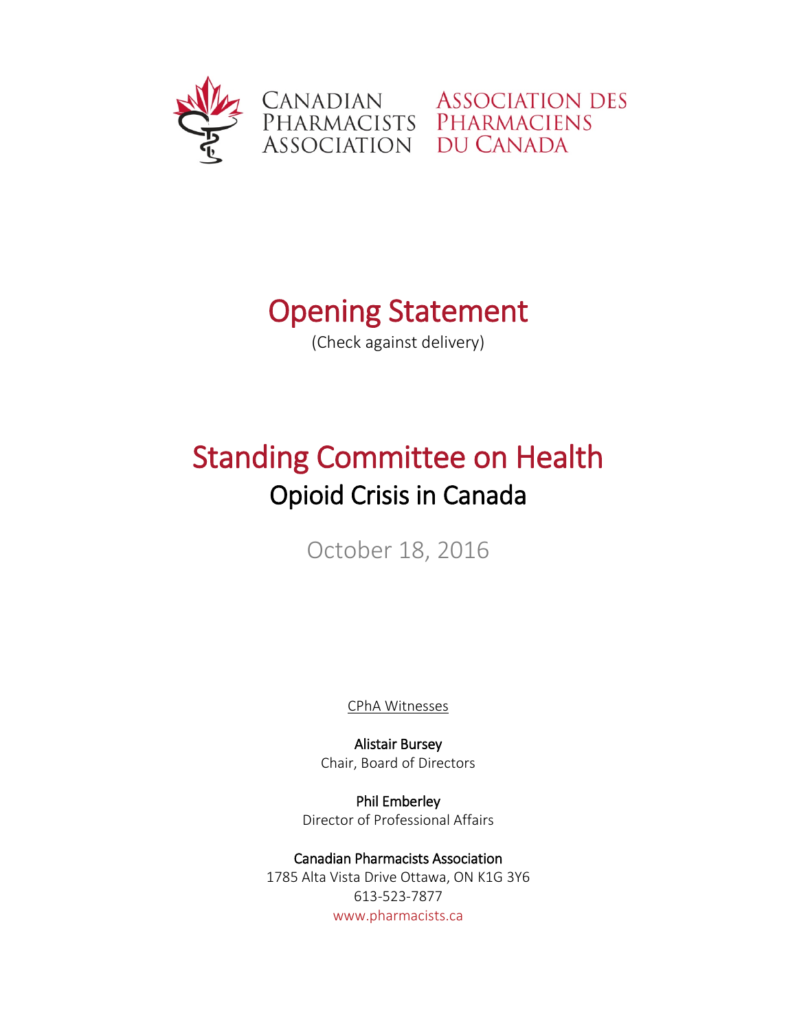Canadian Pharmacists Association | Association des Pharmaciens du Canada

# Opening Statement

(Check against delivery)

# Standing Committee on Health

## Opioid Crisis in Canada

October 18, 2016

CPhA Witnesses

**Alistair Bursey**
Chair, Board of Directors

**Phil Emberley**
Director of Professional Affairs

**Canadian Pharmacists Association**
1785 Alta Vista Drive Ottawa, ON K1G 3Y6
613-523-7877
www.pharmacists.ca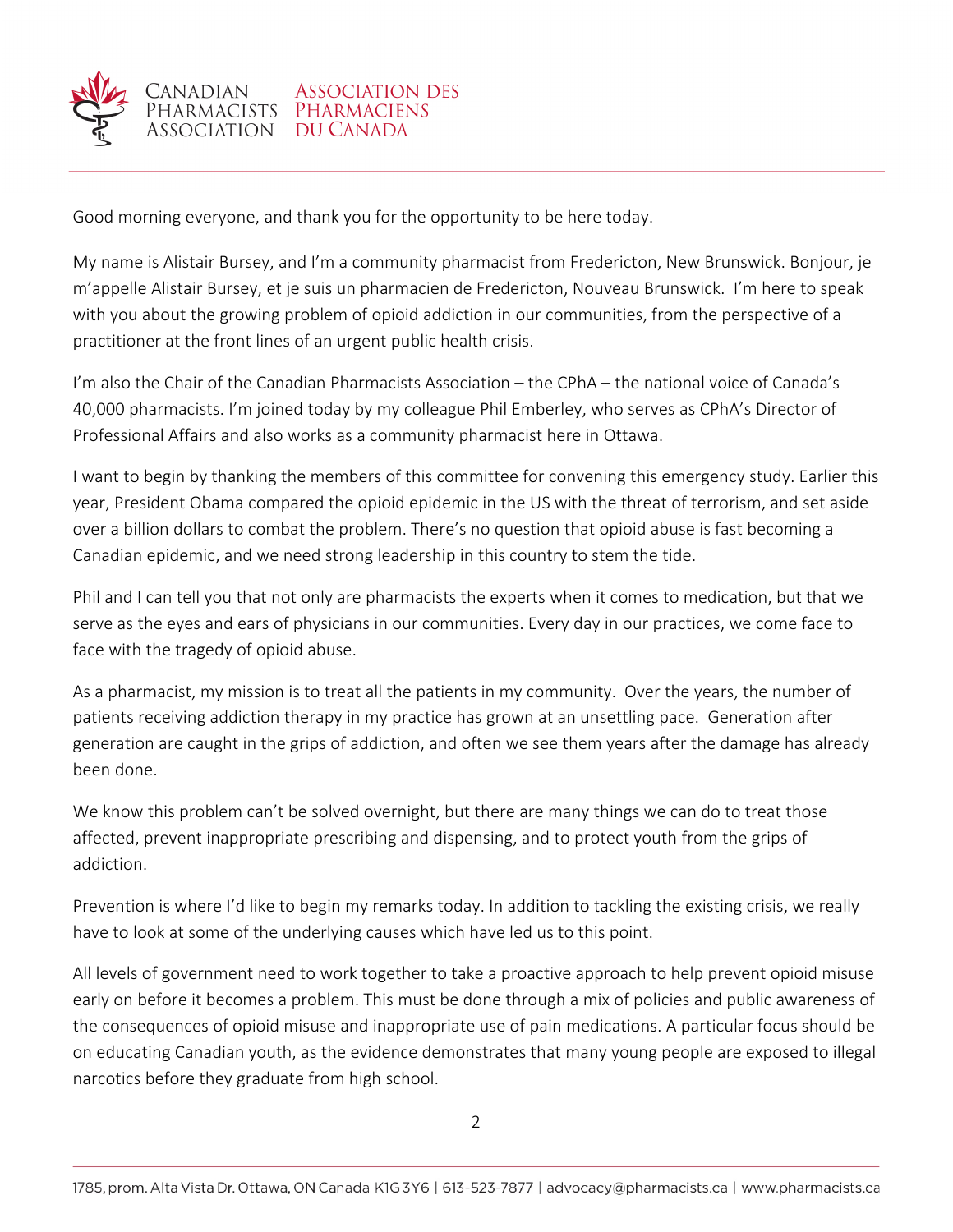Good morning everyone, and thank you for the opportunity to be here today.

My name is Alistair Bursey, and I'm a community pharmacist from Fredericton, New Brunswick. Bonjour, je m'appelle Alistair Bursey, et je suis un pharmacien de Fredericton, Nouveau Brunswick. I'm here to speak with you about the growing problem of opioid addiction in our communities, from the perspective of a practitioner at the front lines of an urgent public health crisis.

I'm also the Chair of the Canadian Pharmacists Association – the CPhA – the national voice of Canada's 40,000 pharmacists. I'm joined today by my colleague Phil Emberley, who serves as CPhA's Director of Professional Affairs and also works as a community pharmacist here in Ottawa.

I want to begin by thanking the members of this committee for convening this emergency study. Earlier this year, President Obama compared the opioid epidemic in the US with the threat of terrorism, and set aside over a billion dollars to combat the problem. There's no question that opioid abuse is fast becoming a Canadian epidemic, and we need strong leadership in this country to stem the tide.

Phil and I can tell you that not only are pharmacists the experts when it comes to medication, but that we serve as the eyes and ears of physicians in our communities. Every day in our practices, we come face to face with the tragedy of opioid abuse.

As a pharmacist, my mission is to treat all the patients in my community. Over the years, the number of patients receiving addiction therapy in my practice has grown at an unsettling pace. Generation after generation are caught in the grips of addiction, and often we see them years after the damage has already been done.

We know this problem can't be solved overnight, but there are many things we can do to treat those affected, prevent inappropriate prescribing and dispensing, and to protect youth from the grips of addiction.

Prevention is where I'd like to begin my remarks today. In addition to tackling the existing crisis, we really have to look at some of the underlying causes which have led us to this point.

All levels of government need to work together to take a proactive approach to help prevent opioid misuse early on before it becomes a problem. This must be done through a mix of policies and public awareness of the consequences of opioid misuse and inappropriate use of pain medications. A particular focus should be on educating Canadian youth, as the evidence demonstrates that many young people are exposed to illegal narcotics before they graduate from high school.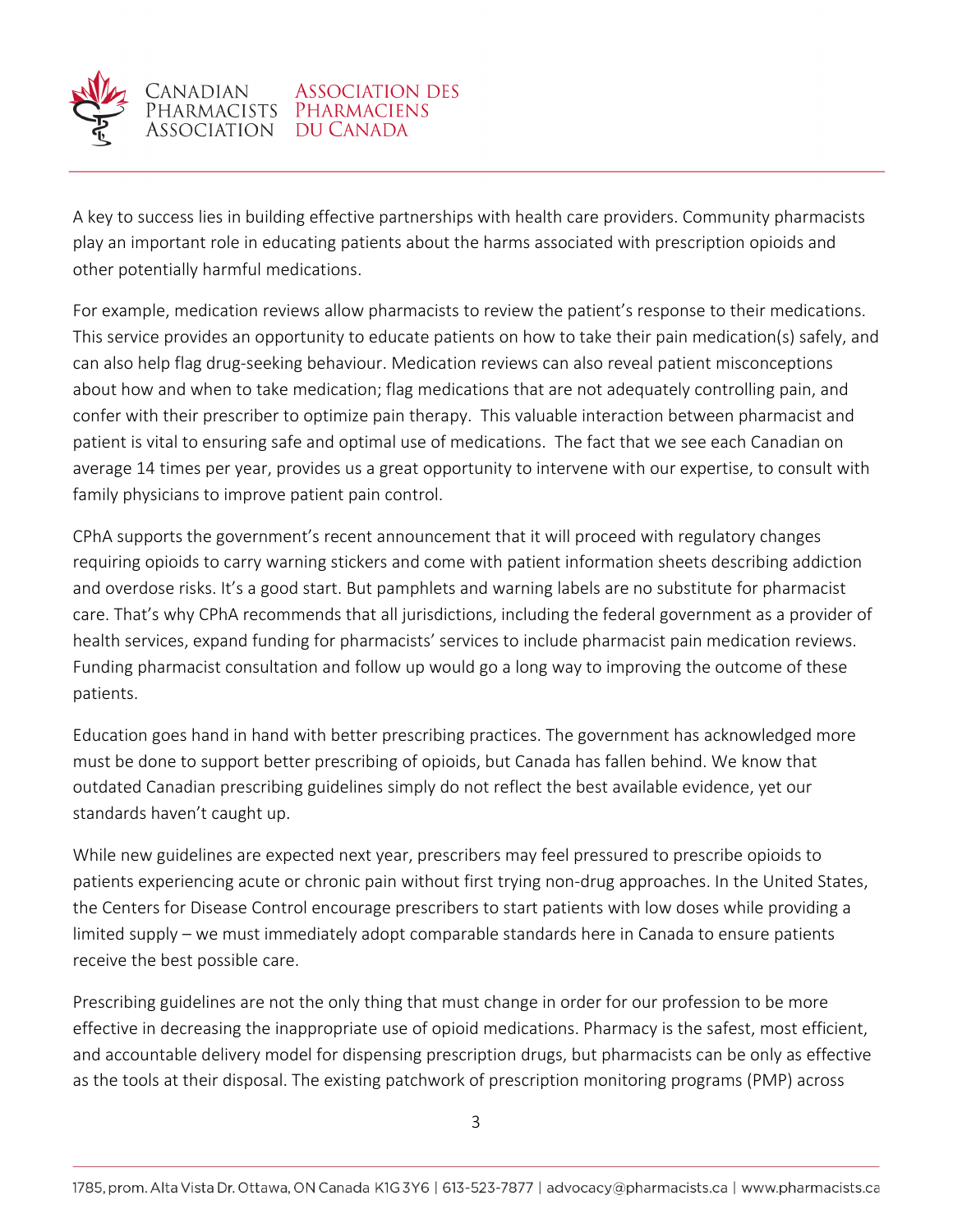A key to success lies in building effective partnerships with health care providers. Community pharmacists play an important role in educating patients about the harms associated with prescription opioids and other potentially harmful medications.

For example, medication reviews allow pharmacists to review the patient's response to their medications. This service provides an opportunity to educate patients on how to take their pain medication(s) safely, and can also help flag drug-seeking behaviour. Medication reviews can also reveal patient misconceptions about how and when to take medication; flag medications that are not adequately controlling pain, and confer with their prescriber to optimize pain therapy. This valuable interaction between pharmacist and patient is vital to ensuring safe and optimal use of medications. The fact that we see each Canadian on average 14 times per year, provides us a great opportunity to intervene with our expertise, to consult with family physicians to improve patient pain control.

CPhA supports the government's recent announcement that it will proceed with regulatory changes requiring opioids to carry warning stickers and come with patient information sheets describing addiction and overdose risks. It's a good start. But pamphlets and warning labels are no substitute for pharmacist care. That's why CPhA recommends that all jurisdictions, including the federal government as a provider of health services, expand funding for pharmacists' services to include pharmacist pain medication reviews. Funding pharmacist consultation and follow up would go a long way to improving the outcome of these patients.

Education goes hand in hand with better prescribing practices. The government has acknowledged more must be done to support better prescribing of opioids, but Canada has fallen behind. We know that outdated Canadian prescribing guidelines simply do not reflect the best available evidence, yet our standards haven't caught up.

While new guidelines are expected next year, prescribers may feel pressured to prescribe opioids to patients experiencing acute or chronic pain without first trying non-drug approaches. In the United States, the Centers for Disease Control encourage prescribers to start patients with low doses while providing a limited supply – we must immediately adopt comparable standards here in Canada to ensure patients receive the best possible care.

Prescribing guidelines are not the only thing that must change in order for our profession to be more effective in decreasing the inappropriate use of opioid medications. Pharmacy is the safest, most efficient, and accountable delivery model for dispensing prescription drugs, but pharmacists can be only as effective as the tools at their disposal. The existing patchwork of prescription monitoring programs (PMP) across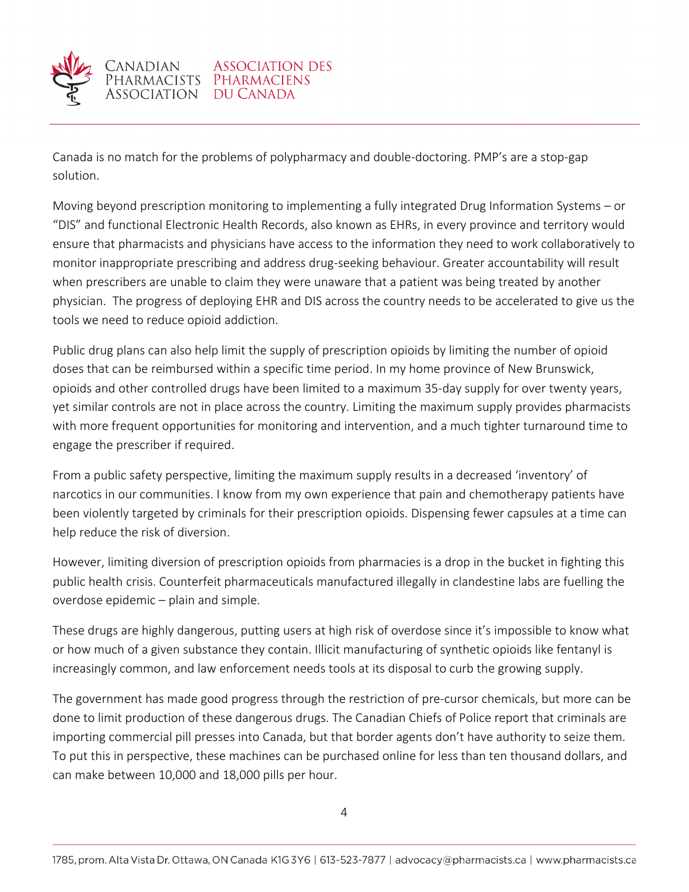Canada is no match for the problems of polypharmacy and double-doctoring. PMP's are a stop-gap solution.

Moving beyond prescription monitoring to implementing a fully integrated Drug Information Systems – or "DIS" and functional Electronic Health Records, also known as EHRs, in every province and territory would ensure that pharmacists and physicians have access to the information they need to work collaboratively to monitor inappropriate prescribing and address drug-seeking behaviour. Greater accountability will result when prescribers are unable to claim they were unaware that a patient was being treated by another physician. The progress of deploying EHR and DIS across the country needs to be accelerated to give us the tools we need to reduce opioid addiction.

Public drug plans can also help limit the supply of prescription opioids by limiting the number of opioid doses that can be reimbursed within a specific time period. In my home province of New Brunswick, opioids and other controlled drugs have been limited to a maximum 35-day supply for over twenty years, yet similar controls are not in place across the country. Limiting the maximum supply provides pharmacists with more frequent opportunities for monitoring and intervention, and a much tighter turnaround time to engage the prescriber if required.

From a public safety perspective, limiting the maximum supply results in a decreased 'inventory' of narcotics in our communities. I know from my own experience that pain and chemotherapy patients have been violently targeted by criminals for their prescription opioids. Dispensing fewer capsules at a time can help reduce the risk of diversion.

However, limiting diversion of prescription opioids from pharmacies is a drop in the bucket in fighting this public health crisis. Counterfeit pharmaceuticals manufactured illegally in clandestine labs are fuelling the overdose epidemic – plain and simple.

These drugs are highly dangerous, putting users at high risk of overdose since it's impossible to know what or how much of a given substance they contain. Illicit manufacturing of synthetic opioids like fentanyl is increasingly common, and law enforcement needs tools at its disposal to curb the growing supply.

The government has made good progress through the restriction of pre-cursor chemicals, but more can be done to limit production of these dangerous drugs. The Canadian Chiefs of Police report that criminals are importing commercial pill presses into Canada, but that border agents don't have authority to seize them. To put this in perspective, these machines can be purchased online for less than ten thousand dollars, and can make between 10,000 and 18,000 pills per hour.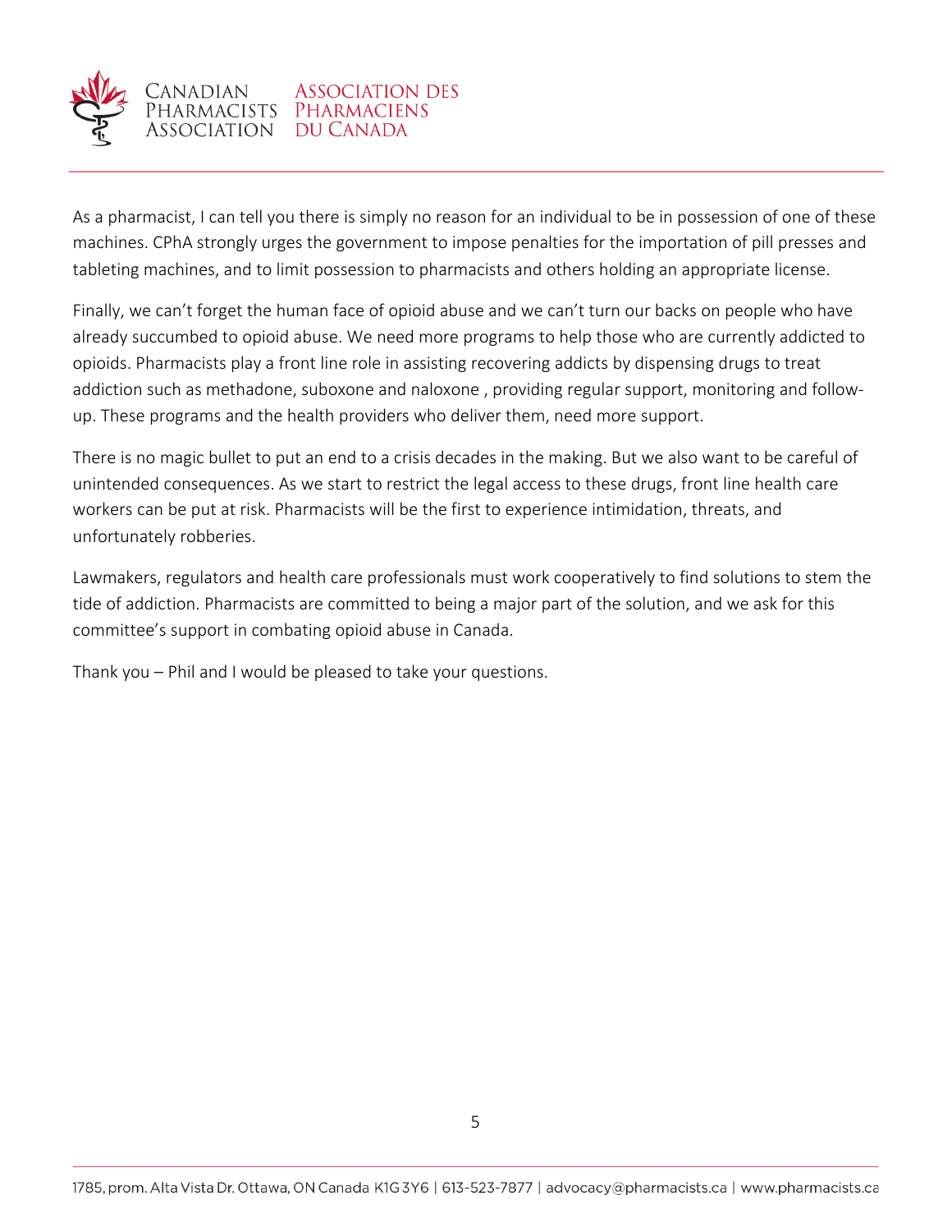As a pharmacist, I can tell you there is simply no reason for an individual to be in possession of one of these machines. CPhA strongly urges the government to impose penalties for the importation of pill presses and tableting machines, and to limit possession to pharmacists and others holding an appropriate license.

Finally, we can't forget the human face of opioid abuse and we can't turn our backs on people who have already succumbed to opioid abuse. We need more programs to help those who are currently addicted to opioids. Pharmacists play a front line role in assisting recovering addicts by dispensing drugs to treat addiction such as methadone, suboxone and naloxone , providing regular support, monitoring and follow-up. These programs and the health providers who deliver them, need more support.

There is no magic bullet to put an end to a crisis decades in the making. But we also want to be careful of unintended consequences. As we start to restrict the legal access to these drugs, front line health care workers can be put at risk. Pharmacists will be the first to experience intimidation, threats, and unfortunately robberies.

Lawmakers, regulators and health care professionals must work cooperatively to find solutions to stem the tide of addiction. Pharmacists are committed to being a major part of the solution, and we ask for this committee's support in combating opioid abuse in Canada.

Thank you – Phil and I would be pleased to take your questions.